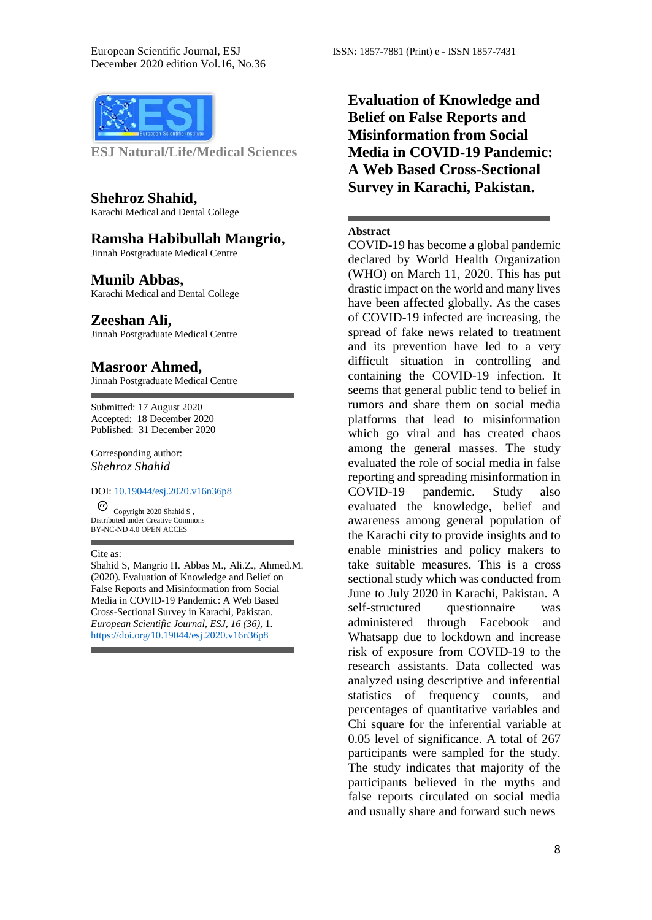ESJ Natural/Life/Medical Sciences

# Evaluation of Knowledge and Belief on False Reports and Misinformation from Social Media in COVID-19 Pandemic: A Web Based Cross-Sectional Survey in Karachi, Pakistan.

**Shehroz Shahid,**
Karachi Medical and Dental College

**Ramsha Habibullah Mangrio,**
Jinnah Postgraduate Medical Centre

**Munib Abbas,**
Karachi Medical and Dental College

**Zeeshan Ali,**
Jinnah Postgraduate Medical Centre

**Masroor Ahmed,**
Jinnah Postgraduate Medical Centre

Submitted: 17 August 2020
Accepted: 18 December 2020
Published: 31 December 2020

Corresponding author:
*Shehroz Shahid*

DOI: [10.19044/esj.2020.v16n36p8](https://doi.org/10.19044/esj.2020.v16n36p8)

Copyright 2020 Shahid S ,
Distributed under Creative Commons
BY-NC-ND 4.0 OPEN ACCES

Cite as:
Shahid S, Mangrio H. Abbas M., Ali.Z., Ahmed.M. (2020). Evaluation of Knowledge and Belief on False Reports and Misinformation from Social Media in COVID-19 Pandemic: A Web Based Cross-Sectional Survey in Karachi, Pakistan. *European Scientific Journal, ESJ, 16 (36)*, 1. https://doi.org/10.19044/esj.2020.v16n36p8

**Abstract**

COVID-19 has become a global pandemic declared by World Health Organization (WHO) on March 11, 2020. This has put drastic impact on the world and many lives have been affected globally. As the cases of COVID-19 infected are increasing, the spread of fake news related to treatment and its prevention have led to a very difficult situation in controlling and containing the COVID-19 infection. It seems that general public tend to belief in rumors and share them on social media platforms that lead to misinformation which go viral and has created chaos among the general masses. The study evaluated the role of social media in false reporting and spreading misinformation in COVID-19 pandemic. Study also evaluated the knowledge, belief and awareness among general population of the Karachi city to provide insights and to enable ministries and policy makers to take suitable measures. This is a cross sectional study which was conducted from June to July 2020 in Karachi, Pakistan. A self-structured questionnaire was administered through Facebook and Whatsapp due to lockdown and increase risk of exposure from COVID-19 to the research assistants. Data collected was analyzed using descriptive and inferential statistics of frequency counts, and percentages of quantitative variables and Chi square for the inferential variable at 0.05 level of significance. A total of 267 participants were sampled for the study. The study indicates that majority of the participants believed in the myths and false reports circulated on social media and usually share and forward such news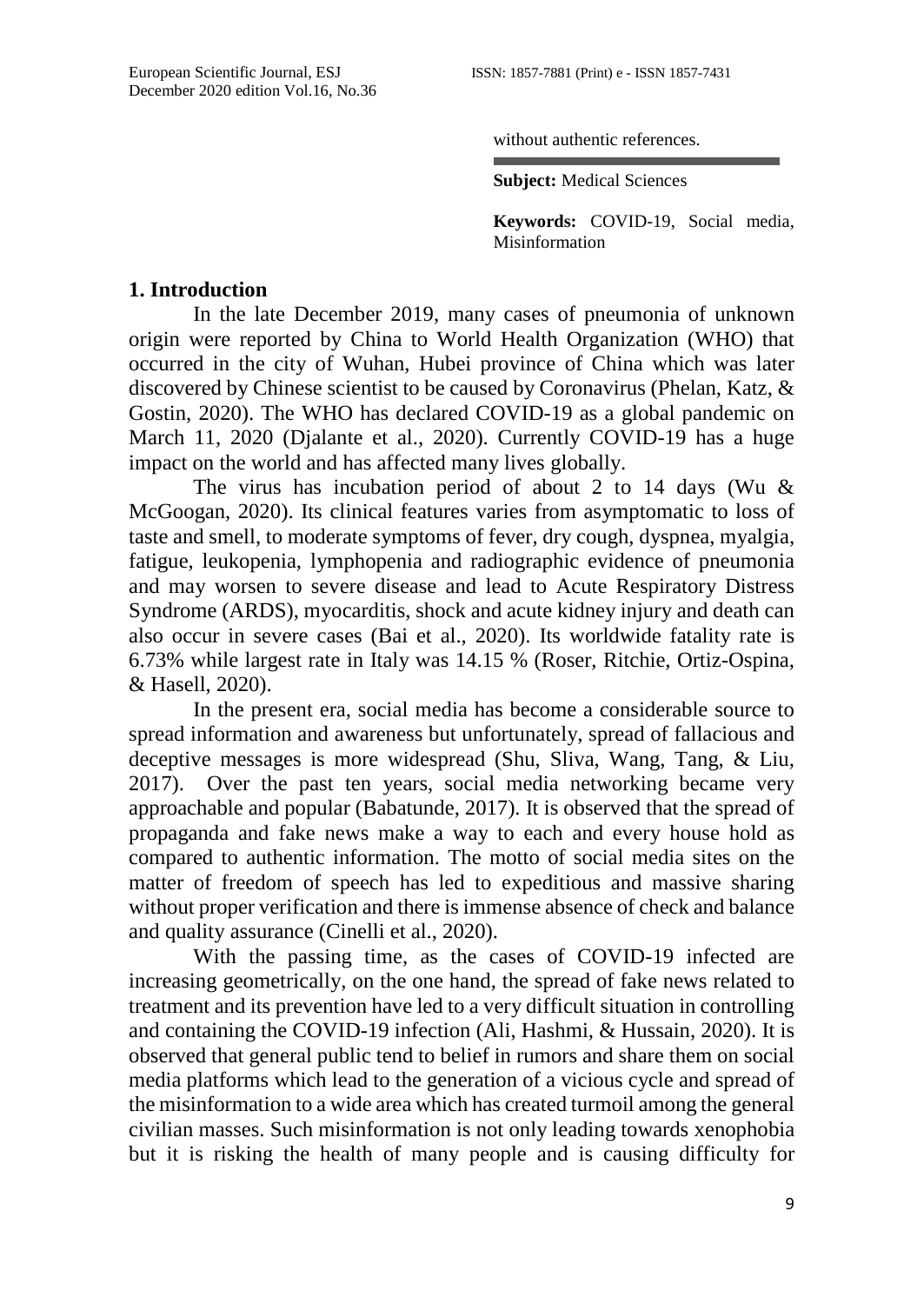without authentic references.

**Subject:** Medical Sciences

**Keywords:** COVID-19, Social media, Misinformation

## 1. Introduction

In the late December 2019, many cases of pneumonia of unknown origin were reported by China to World Health Organization (WHO) that occurred in the city of Wuhan, Hubei province of China which was later discovered by Chinese scientist to be caused by Coronavirus (Phelan, Katz, & Gostin, 2020). The WHO has declared COVID-19 as a global pandemic on March 11, 2020 (Djalante et al., 2020). Currently COVID-19 has a huge impact on the world and has affected many lives globally.

The virus has incubation period of about 2 to 14 days (Wu & McGoogan, 2020). Its clinical features varies from asymptomatic to loss of taste and smell, to moderate symptoms of fever, dry cough, dyspnea, myalgia, fatigue, leukopenia, lymphopenia and radiographic evidence of pneumonia and may worsen to severe disease and lead to Acute Respiratory Distress Syndrome (ARDS), myocarditis, shock and acute kidney injury and death can also occur in severe cases (Bai et al., 2020). Its worldwide fatality rate is 6.73% while largest rate in Italy was 14.15 % (Roser, Ritchie, Ortiz-Ospina, & Hasell, 2020).

In the present era, social media has become a considerable source to spread information and awareness but unfortunately, spread of fallacious and deceptive messages is more widespread (Shu, Sliva, Wang, Tang, & Liu, 2017). Over the past ten years, social media networking became very approachable and popular (Babatunde, 2017). It is observed that the spread of propaganda and fake news make a way to each and every house hold as compared to authentic information. The motto of social media sites on the matter of freedom of speech has led to expeditious and massive sharing without proper verification and there is immense absence of check and balance and quality assurance (Cinelli et al., 2020).

With the passing time, as the cases of COVID-19 infected are increasing geometrically, on the one hand, the spread of fake news related to treatment and its prevention have led to a very difficult situation in controlling and containing the COVID-19 infection (Ali, Hashmi, & Hussain, 2020). It is observed that general public tend to belief in rumors and share them on social media platforms which lead to the generation of a vicious cycle and spread of the misinformation to a wide area which has created turmoil among the general civilian masses. Such misinformation is not only leading towards xenophobia but it is risking the health of many people and is causing difficulty for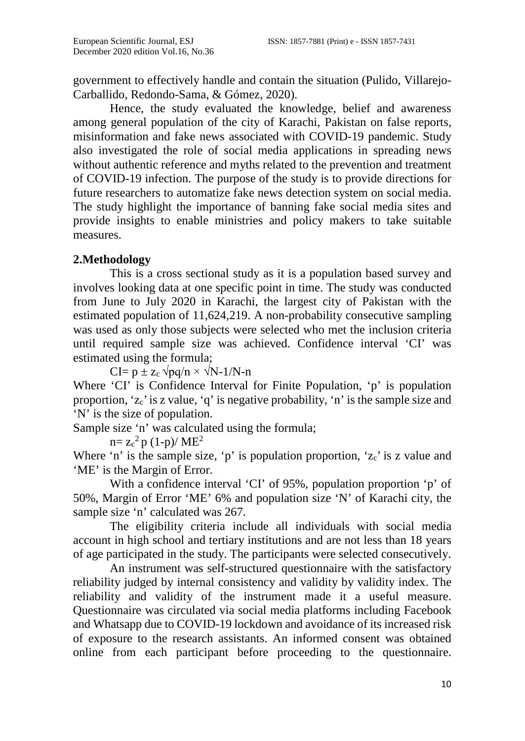government to effectively handle and contain the situation (Pulido, Villarejo-Carballido, Redondo-Sama, & Gómez, 2020).

Hence, the study evaluated the knowledge, belief and awareness among general population of the city of Karachi, Pakistan on false reports, misinformation and fake news associated with COVID-19 pandemic. Study also investigated the role of social media applications in spreading news without authentic reference and myths related to the prevention and treatment of COVID-19 infection. The purpose of the study is to provide directions for future researchers to automatize fake news detection system on social media. The study highlight the importance of banning fake social media sites and provide insights to enable ministries and policy makers to take suitable measures.

## 2.Methodology

This is a cross sectional study as it is a population based survey and involves looking data at one specific point in time. The study was conducted from June to July 2020 in Karachi, the largest city of Pakistan with the estimated population of 11,624,219. A non-probability consecutive sampling was used as only those subjects were selected who met the inclusion criteria until required sample size was achieved. Confidence interval 'CI' was estimated using the formula;

$$CI= p \pm z_c \sqrt{pq/n} \times \sqrt{N-1/N-n}$$

Where 'CI' is Confidence Interval for Finite Population, 'p' is population proportion, '$z_c$' is z value, 'q' is negative probability, 'n' is the sample size and 'N' is the size of population.

Sample size 'n' was calculated using the formula;

$$n= z_c^2\, p\,(1-p)/ ME^2$$

Where 'n' is the sample size, 'p' is population proportion, '$z_c$' is z value and 'ME' is the Margin of Error.

With a confidence interval 'CI' of 95%, population proportion 'p' of 50%, Margin of Error 'ME' 6% and population size 'N' of Karachi city, the sample size 'n' calculated was 267.

The eligibility criteria include all individuals with social media account in high school and tertiary institutions and are not less than 18 years of age participated in the study. The participants were selected consecutively.

An instrument was self-structured questionnaire with the satisfactory reliability judged by internal consistency and validity by validity index. The reliability and validity of the instrument made it a useful measure. Questionnaire was circulated via social media platforms including Facebook and Whatsapp due to COVID-19 lockdown and avoidance of its increased risk of exposure to the research assistants. An informed consent was obtained online from each participant before proceeding to the questionnaire.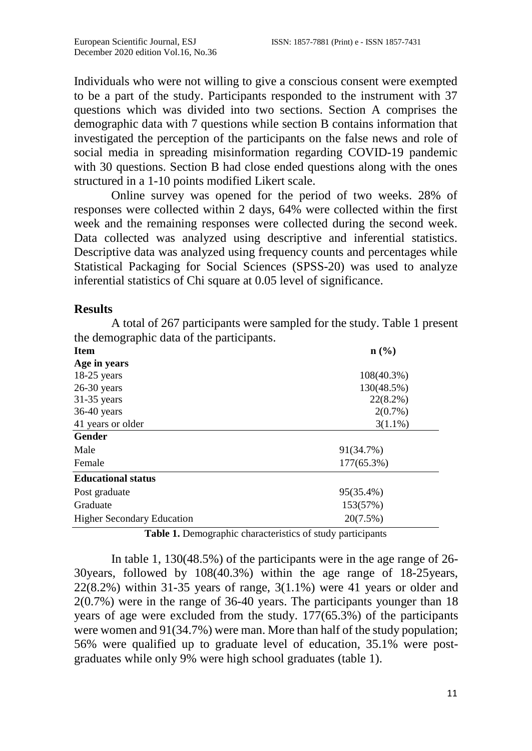Individuals who were not willing to give a conscious consent were exempted to be a part of the study. Participants responded to the instrument with 37 questions which was divided into two sections. Section A comprises the demographic data with 7 questions while section B contains information that investigated the perception of the participants on the false news and role of social media in spreading misinformation regarding COVID-19 pandemic with 30 questions. Section B had close ended questions along with the ones structured in a 1-10 points modified Likert scale.

Online survey was opened for the period of two weeks. 28% of responses were collected within 2 days, 64% were collected within the first week and the remaining responses were collected during the second week. Data collected was analyzed using descriptive and inferential statistics. Descriptive data was analyzed using frequency counts and percentages while Statistical Packaging for Social Sciences (SPSS-20) was used to analyze inferential statistics of Chi square at 0.05 level of significance.

## Results

A total of 267 participants were sampled for the study. Table 1 present the demographic data of the participants.

| Item | n (%) |
|---|---|
| **Age in years** | |
| 18-25 years | 108(40.3%) |
| 26-30 years | 130(48.5%) |
| 31-35 years | 22(8.2%) |
| 36-40 years | 2(0.7%) |
| 41 years or older | 3(1.1%) |
| **Gender** | |
| Male | 91(34.7%) |
| Female | 177(65.3%) |
| **Educational status** | |
| Post graduate | 95(35.4%) |
| Graduate | 153(57%) |
| Higher Secondary Education | 20(7.5%) |

**Table 1.** Demographic characteristics of study participants

In table 1, 130(48.5%) of the participants were in the age range of 26-30years, followed by 108(40.3%) within the age range of 18-25years, 22(8.2%) within 31-35 years of range, 3(1.1%) were 41 years or older and 2(0.7%) were in the range of 36-40 years. The participants younger than 18 years of age were excluded from the study. 177(65.3%) of the participants were women and 91(34.7%) were man. More than half of the study population; 56% were qualified up to graduate level of education, 35.1% were post-graduates while only 9% were high school graduates (table 1).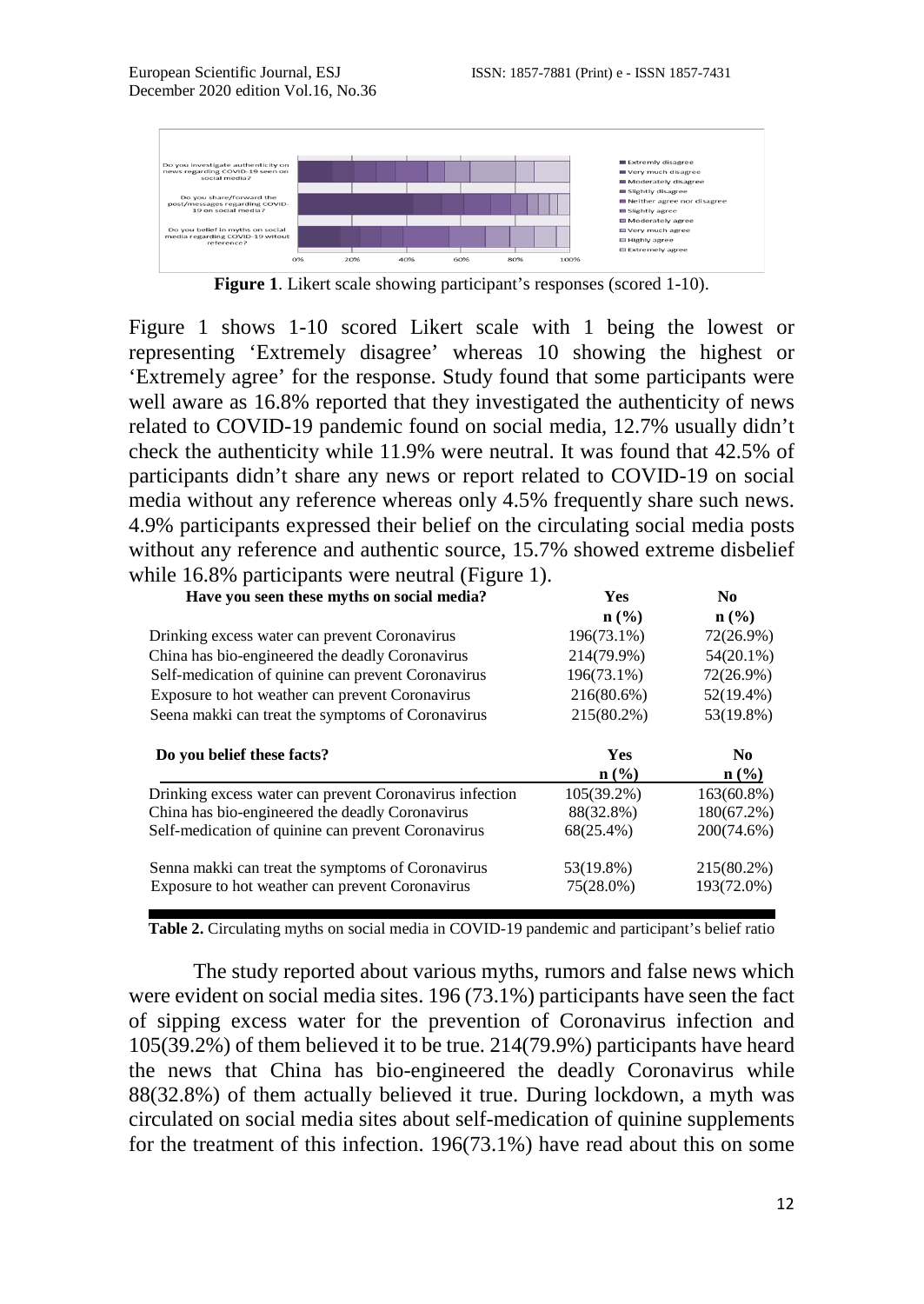**Figure 1**. Likert scale showing participant's responses (scored 1-10).

Figure 1 shows 1-10 scored Likert scale with 1 being the lowest or representing 'Extremely disagree' whereas 10 showing the highest or 'Extremely agree' for the response. Study found that some participants were well aware as 16.8% reported that they investigated the authenticity of news related to COVID-19 pandemic found on social media, 12.7% usually didn't check the authenticity while 11.9% were neutral. It was found that 42.5% of participants didn't share any news or report related to COVID-19 on social media without any reference whereas only 4.5% frequently share such news. 4.9% participants expressed their belief on the circulating social media posts without any reference and authentic source, 15.7% showed extreme disbelief while 16.8% participants were neutral (Figure 1).

| Have you seen these myths on social media? | Yes n (%) | No n (%) |
|---|---|---|
| Drinking excess water can prevent Coronavirus | 196(73.1%) | 72(26.9%) |
| China has bio-engineered the deadly Coronavirus | 214(79.9%) | 54(20.1%) |
| Self-medication of quinine can prevent Coronavirus | 196(73.1%) | 72(26.9%) |
| Exposure to hot weather can prevent Coronavirus | 216(80.6%) | 52(19.4%) |
| Seena makki can treat the symptoms of Coronavirus | 215(80.2%) | 53(19.8%) |
| **Do you belief these facts?** | **Yes n (%)** | **No n (%)** |
| Drinking excess water can prevent Coronavirus infection | 105(39.2%) | 163(60.8%) |
| China has bio-engineered the deadly Coronavirus | 88(32.8%) | 180(67.2%) |
| Self-medication of quinine can prevent Coronavirus | 68(25.4%) | 200(74.6%) |
| Senna makki can treat the symptoms of Coronavirus | 53(19.8%) | 215(80.2%) |
| Exposure to hot weather can prevent Coronavirus | 75(28.0%) | 193(72.0%) |

**Table 2.** Circulating myths on social media in COVID-19 pandemic and participant's belief ratio

The study reported about various myths, rumors and false news which were evident on social media sites. 196 (73.1%) participants have seen the fact of sipping excess water for the prevention of Coronavirus infection and 105(39.2%) of them believed it to be true. 214(79.9%) participants have heard the news that China has bio-engineered the deadly Coronavirus while 88(32.8%) of them actually believed it true. During lockdown, a myth was circulated on social media sites about self-medication of quinine supplements for the treatment of this infection. 196(73.1%) have read about this on some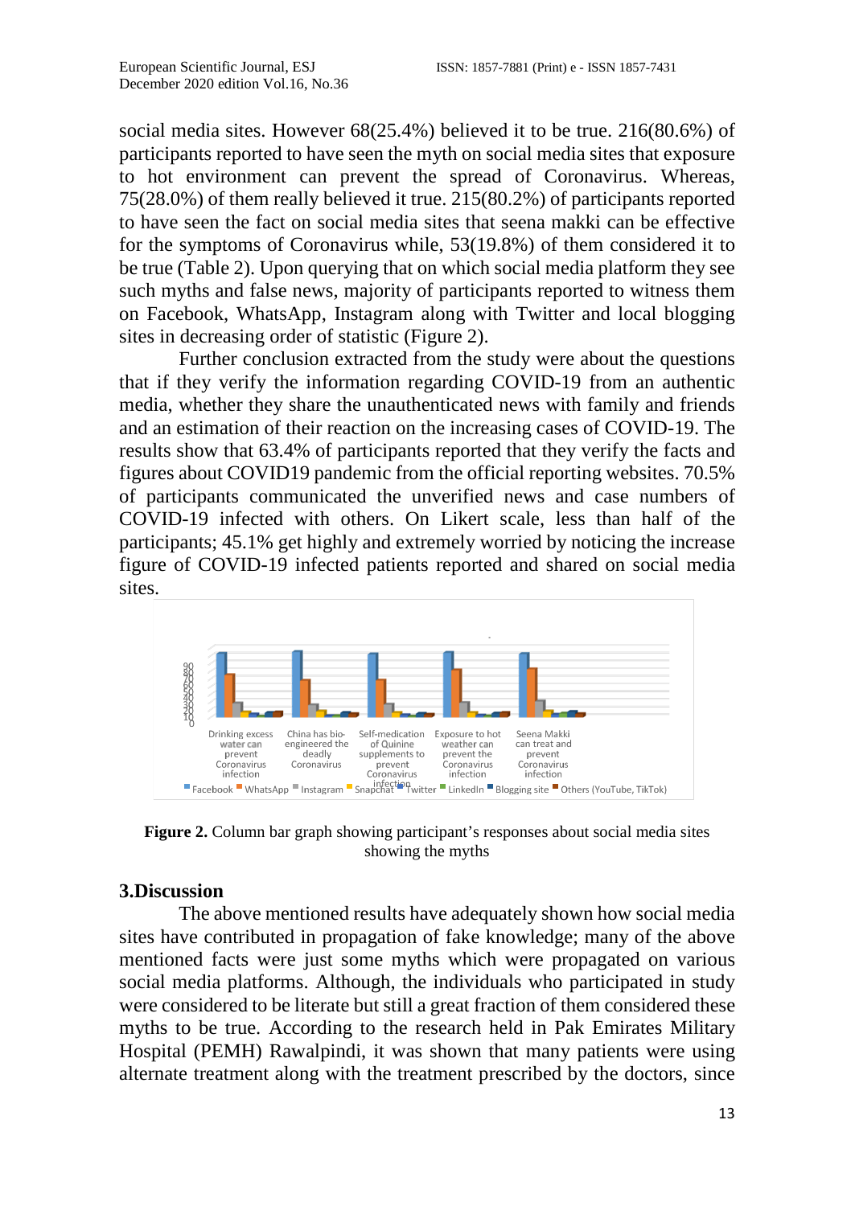social media sites. However 68(25.4%) believed it to be true. 216(80.6%) of participants reported to have seen the myth on social media sites that exposure to hot environment can prevent the spread of Coronavirus. Whereas, 75(28.0%) of them really believed it true. 215(80.2%) of participants reported to have seen the fact on social media sites that seena makki can be effective for the symptoms of Coronavirus while, 53(19.8%) of them considered it to be true (Table 2). Upon querying that on which social media platform they see such myths and false news, majority of participants reported to witness them on Facebook, WhatsApp, Instagram along with Twitter and local blogging sites in decreasing order of statistic (Figure 2).

Further conclusion extracted from the study were about the questions that if they verify the information regarding COVID-19 from an authentic media, whether they share the unauthenticated news with family and friends and an estimation of their reaction on the increasing cases of COVID-19. The results show that 63.4% of participants reported that they verify the facts and figures about COVID19 pandemic from the official reporting websites. 70.5% of participants communicated the unverified news and case numbers of COVID-19 infected with others. On Likert scale, less than half of the participants; 45.1% get highly and extremely worried by noticing the increase figure of COVID-19 infected patients reported and shared on social media sites.

**Figure 2.** Column bar graph showing participant's responses about social media sites showing the myths

## 3.Discussion

The above mentioned results have adequately shown how social media sites have contributed in propagation of fake knowledge; many of the above mentioned facts were just some myths which were propagated on various social media platforms. Although, the individuals who participated in study were considered to be literate but still a great fraction of them considered these myths to be true. According to the research held in Pak Emirates Military Hospital (PEMH) Rawalpindi, it was shown that many patients were using alternate treatment along with the treatment prescribed by the doctors, since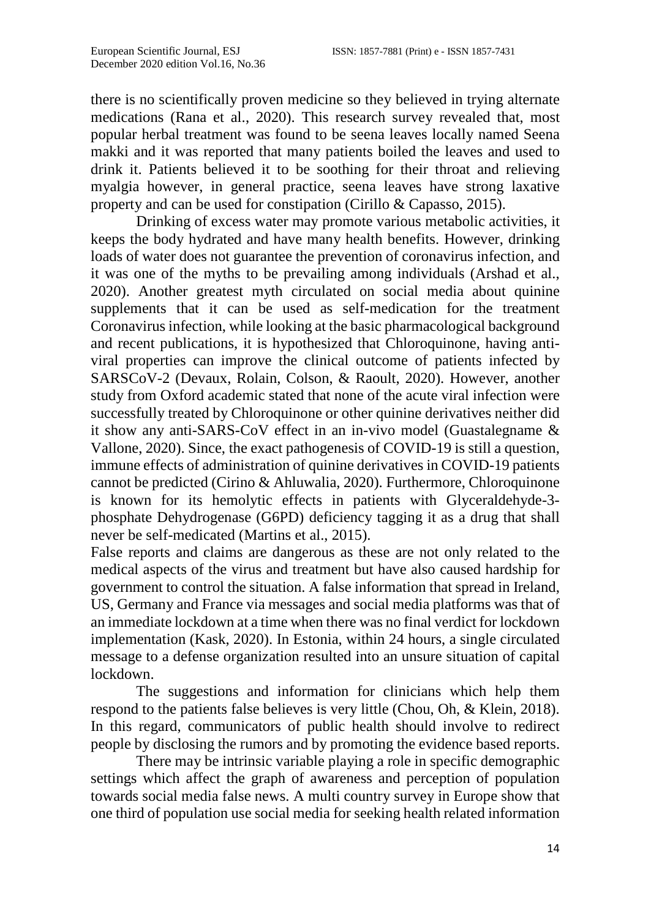there is no scientifically proven medicine so they believed in trying alternate medications (Rana et al., 2020). This research survey revealed that, most popular herbal treatment was found to be seena leaves locally named Seena makki and it was reported that many patients boiled the leaves and used to drink it. Patients believed it to be soothing for their throat and relieving myalgia however, in general practice, seena leaves have strong laxative property and can be used for constipation (Cirillo & Capasso, 2015).

Drinking of excess water may promote various metabolic activities, it keeps the body hydrated and have many health benefits. However, drinking loads of water does not guarantee the prevention of coronavirus infection, and it was one of the myths to be prevailing among individuals (Arshad et al., 2020). Another greatest myth circulated on social media about quinine supplements that it can be used as self-medication for the treatment Coronavirus infection, while looking at the basic pharmacological background and recent publications, it is hypothesized that Chloroquinone, having anti-viral properties can improve the clinical outcome of patients infected by SARSCoV-2 (Devaux, Rolain, Colson, & Raoult, 2020). However, another study from Oxford academic stated that none of the acute viral infection were successfully treated by Chloroquinone or other quinine derivatives neither did it show any anti-SARS-CoV effect in an in-vivo model (Guastalegname & Vallone, 2020). Since, the exact pathogenesis of COVID-19 is still a question, immune effects of administration of quinine derivatives in COVID-19 patients cannot be predicted (Cirino & Ahluwalia, 2020). Furthermore, Chloroquinone is known for its hemolytic effects in patients with Glyceraldehyde-3-phosphate Dehydrogenase (G6PD) deficiency tagging it as a drug that shall never be self-medicated (Martins et al., 2015).

False reports and claims are dangerous as these are not only related to the medical aspects of the virus and treatment but have also caused hardship for government to control the situation. A false information that spread in Ireland, US, Germany and France via messages and social media platforms was that of an immediate lockdown at a time when there was no final verdict for lockdown implementation (Kask, 2020). In Estonia, within 24 hours, a single circulated message to a defense organization resulted into an unsure situation of capital lockdown.

The suggestions and information for clinicians which help them respond to the patients false believes is very little (Chou, Oh, & Klein, 2018). In this regard, communicators of public health should involve to redirect people by disclosing the rumors and by promoting the evidence based reports.

There may be intrinsic variable playing a role in specific demographic settings which affect the graph of awareness and perception of population towards social media false news. A multi country survey in Europe show that one third of population use social media for seeking health related information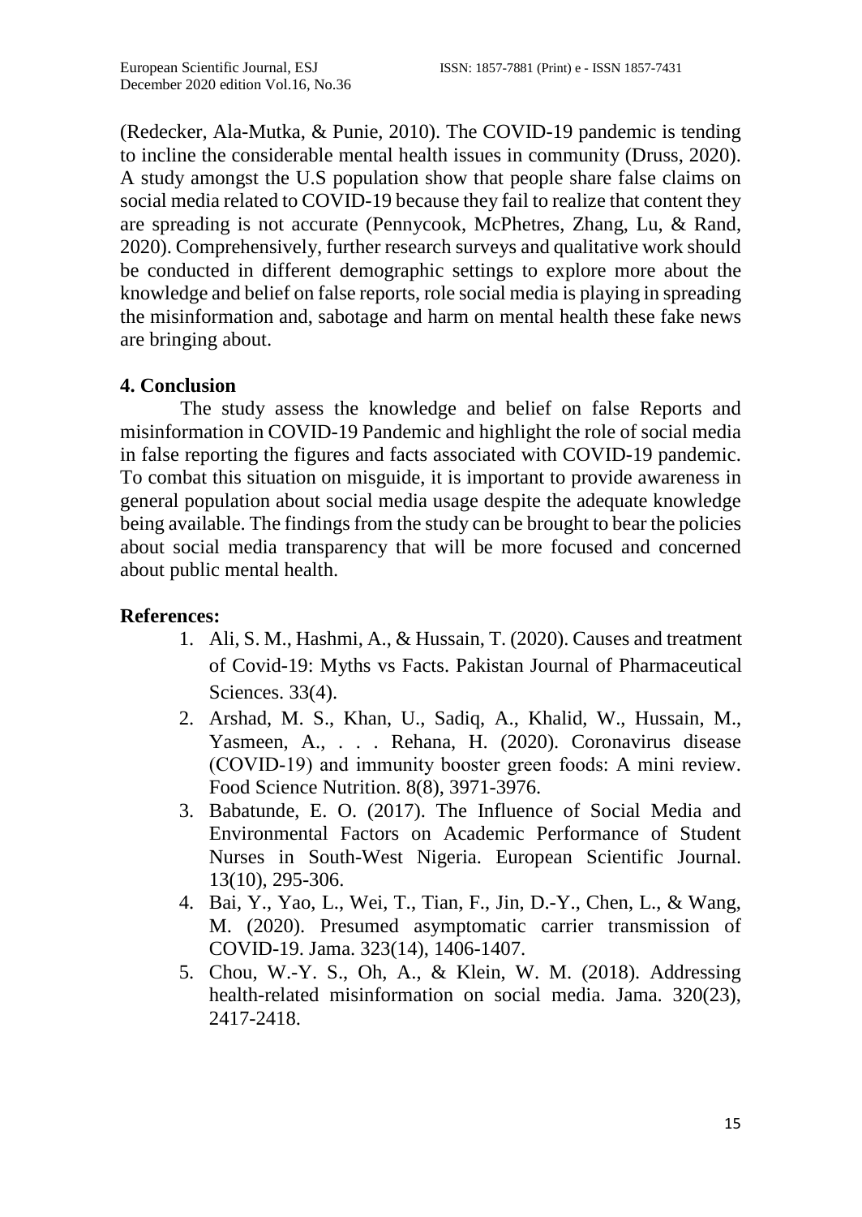(Redecker, Ala-Mutka, & Punie, 2010). The COVID-19 pandemic is tending to incline the considerable mental health issues in community (Druss, 2020). A study amongst the U.S population show that people share false claims on social media related to COVID-19 because they fail to realize that content they are spreading is not accurate (Pennycook, McPhetres, Zhang, Lu, & Rand, 2020). Comprehensively, further research surveys and qualitative work should be conducted in different demographic settings to explore more about the knowledge and belief on false reports, role social media is playing in spreading the misinformation and, sabotage and harm on mental health these fake news are bringing about.

## 4. Conclusion

The study assess the knowledge and belief on false Reports and misinformation in COVID-19 Pandemic and highlight the role of social media in false reporting the figures and facts associated with COVID-19 pandemic. To combat this situation on misguide, it is important to provide awareness in general population about social media usage despite the adequate knowledge being available. The findings from the study can be brought to bear the policies about social media transparency that will be more focused and concerned about public mental health.

## References:

1. Ali, S. M., Hashmi, A., & Hussain, T. (2020). Causes and treatment of Covid-19: Myths vs Facts. Pakistan Journal of Pharmaceutical Sciences. 33(4).
2. Arshad, M. S., Khan, U., Sadiq, A., Khalid, W., Hussain, M., Yasmeen, A., . . . Rehana, H. (2020). Coronavirus disease (COVID-19) and immunity booster green foods: A mini review. Food Science Nutrition. 8(8), 3971-3976.
3. Babatunde, E. O. (2017). The Influence of Social Media and Environmental Factors on Academic Performance of Student Nurses in South-West Nigeria. European Scientific Journal. 13(10), 295-306.
4. Bai, Y., Yao, L., Wei, T., Tian, F., Jin, D.-Y., Chen, L., & Wang, M. (2020). Presumed asymptomatic carrier transmission of COVID-19. Jama. 323(14), 1406-1407.
5. Chou, W.-Y. S., Oh, A., & Klein, W. M. (2018). Addressing health-related misinformation on social media. Jama. 320(23), 2417-2418.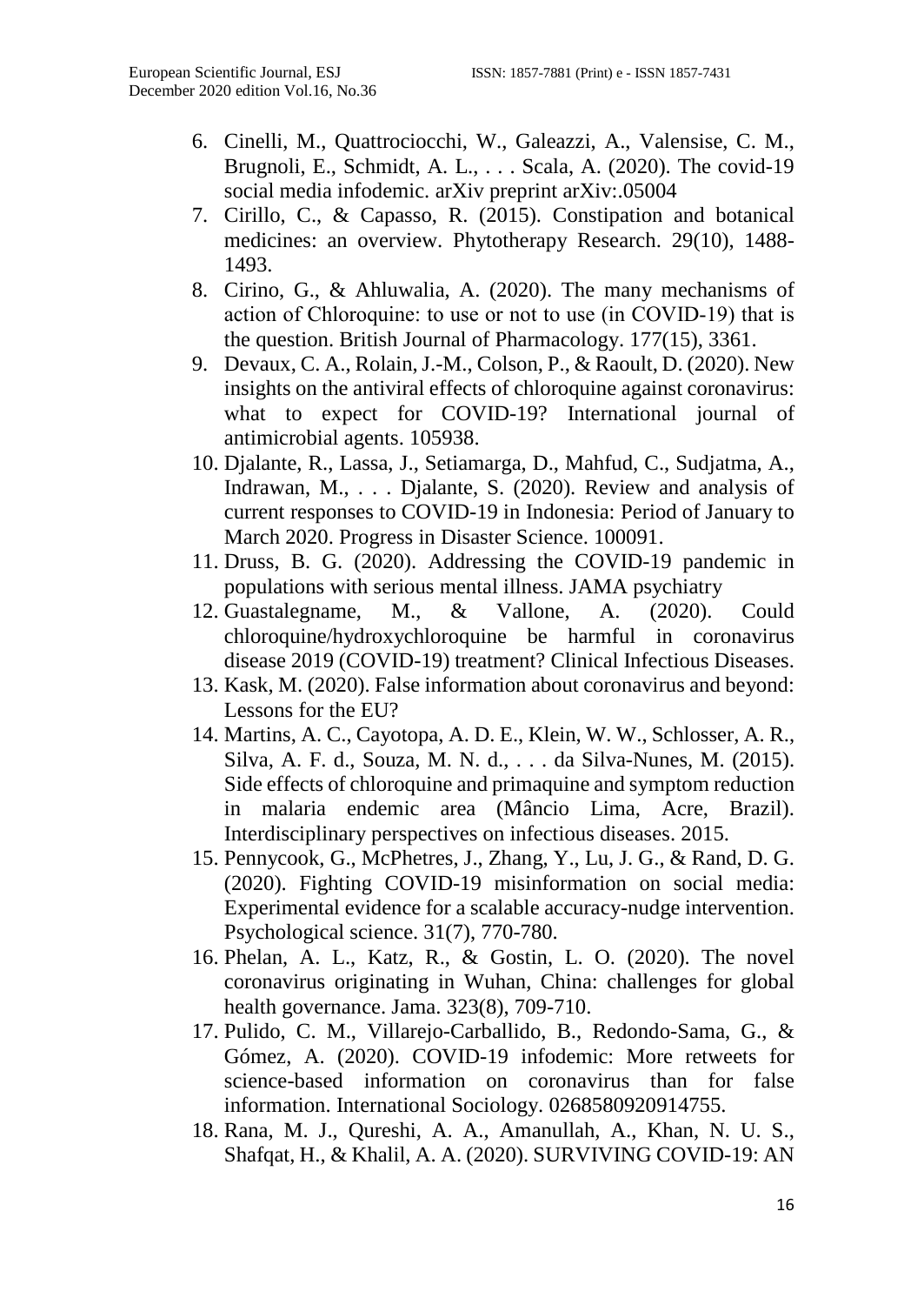6. Cinelli, M., Quattrociocchi, W., Galeazzi, A., Valensise, C. M., Brugnoli, E., Schmidt, A. L., . . . Scala, A. (2020). The covid-19 social media infodemic. arXiv preprint arXiv:.05004
7. Cirillo, C., & Capasso, R. (2015). Constipation and botanical medicines: an overview. Phytotherapy Research. 29(10), 1488-1493.
8. Cirino, G., & Ahluwalia, A. (2020). The many mechanisms of action of Chloroquine: to use or not to use (in COVID-19) that is the question. British Journal of Pharmacology. 177(15), 3361.
9. Devaux, C. A., Rolain, J.-M., Colson, P., & Raoult, D. (2020). New insights on the antiviral effects of chloroquine against coronavirus: what to expect for COVID-19? International journal of antimicrobial agents. 105938.
10. Djalante, R., Lassa, J., Setiamarga, D., Mahfud, C., Sudjatma, A., Indrawan, M., . . . Djalante, S. (2020). Review and analysis of current responses to COVID-19 in Indonesia: Period of January to March 2020. Progress in Disaster Science. 100091.
11. Druss, B. G. (2020). Addressing the COVID-19 pandemic in populations with serious mental illness. JAMA psychiatry
12. Guastalegname, M., & Vallone, A. (2020). Could chloroquine/hydroxychloroquine be harmful in coronavirus disease 2019 (COVID-19) treatment? Clinical Infectious Diseases.
13. Kask, M. (2020). False information about coronavirus and beyond: Lessons for the EU?
14. Martins, A. C., Cayotopa, A. D. E., Klein, W. W., Schlosser, A. R., Silva, A. F. d., Souza, M. N. d., . . . da Silva-Nunes, M. (2015). Side effects of chloroquine and primaquine and symptom reduction in malaria endemic area (Mâncio Lima, Acre, Brazil). Interdisciplinary perspectives on infectious diseases. 2015.
15. Pennycook, G., McPhetres, J., Zhang, Y., Lu, J. G., & Rand, D. G. (2020). Fighting COVID-19 misinformation on social media: Experimental evidence for a scalable accuracy-nudge intervention. Psychological science. 31(7), 770-780.
16. Phelan, A. L., Katz, R., & Gostin, L. O. (2020). The novel coronavirus originating in Wuhan, China: challenges for global health governance. Jama. 323(8), 709-710.
17. Pulido, C. M., Villarejo-Carballido, B., Redondo-Sama, G., & Gómez, A. (2020). COVID-19 infodemic: More retweets for science-based information on coronavirus than for false information. International Sociology. 0268580920914755.
18. Rana, M. J., Qureshi, A. A., Amanullah, A., Khan, N. U. S., Shafqat, H., & Khalil, A. A. (2020). SURVIVING COVID-19: AN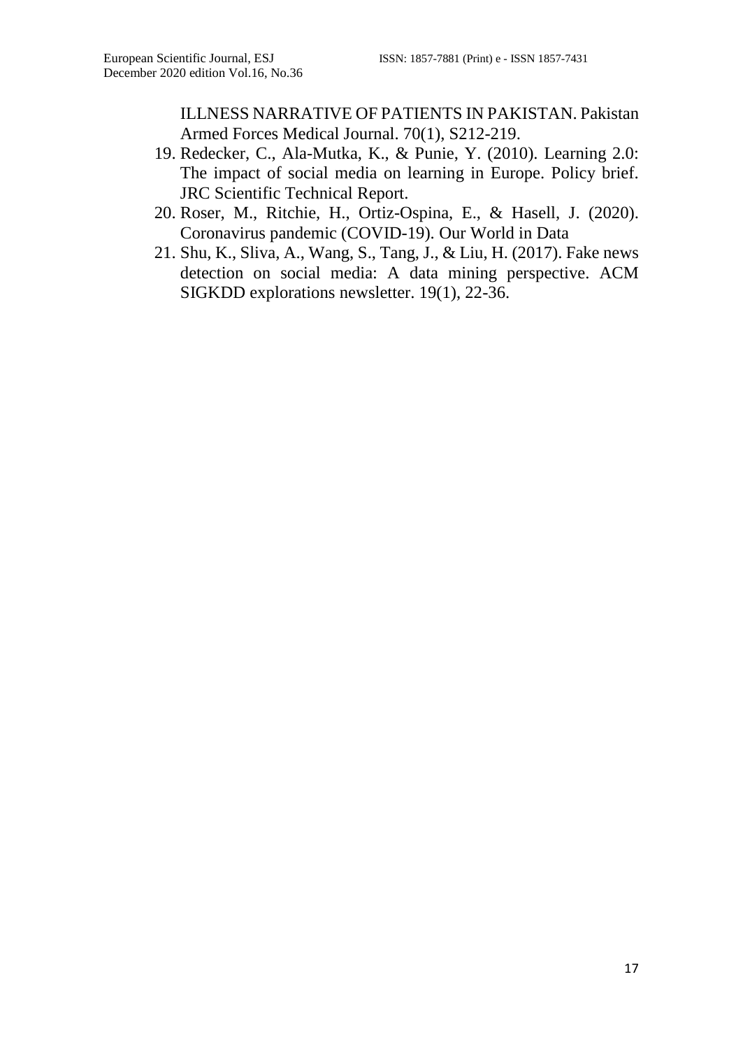ILLNESS NARRATIVE OF PATIENTS IN PAKISTAN. Pakistan Armed Forces Medical Journal. 70(1), S212-219.

19. Redecker, C., Ala-Mutka, K., & Punie, Y. (2010). Learning 2.0: The impact of social media on learning in Europe. Policy brief. JRC Scientific Technical Report.
20. Roser, M., Ritchie, H., Ortiz-Ospina, E., & Hasell, J. (2020). Coronavirus pandemic (COVID-19). Our World in Data
21. Shu, K., Sliva, A., Wang, S., Tang, J., & Liu, H. (2017). Fake news detection on social media: A data mining perspective. ACM SIGKDD explorations newsletter. 19(1), 22-36.